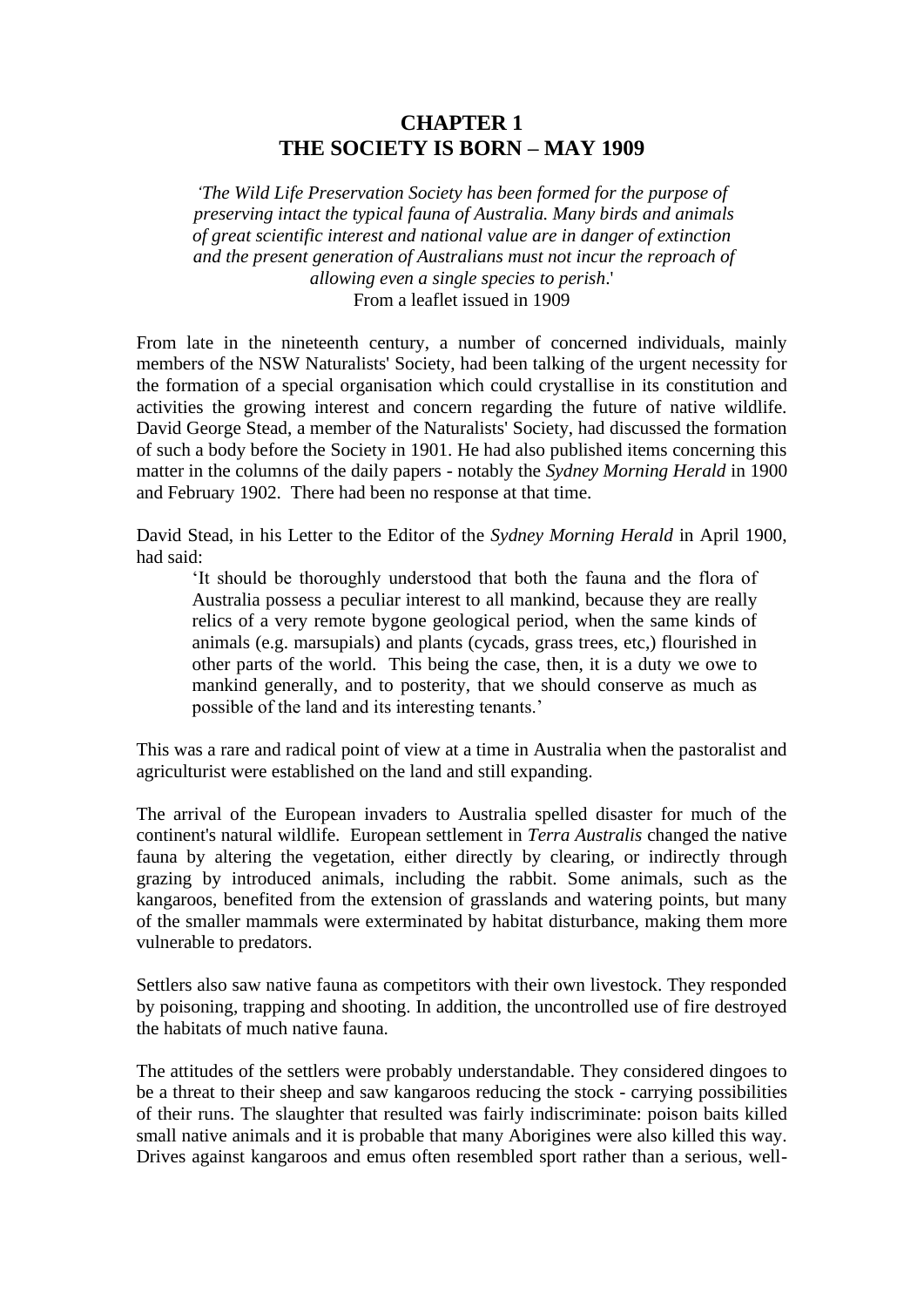# CHAPTER 1
# THE SOCIETY IS BORN – MAY 1909

> *'The Wild Life Preservation Society has been formed for the purpose of preserving intact the typical fauna of Australia. Many birds and animals of great scientific interest and national value are in danger of extinction and the present generation of Australians must not incur the reproach of allowing even a single species to perish*.'
>
> From a leaflet issued in 1909

From late in the nineteenth century, a number of concerned individuals, mainly members of the NSW Naturalists' Society, had been talking of the urgent necessity for the formation of a special organisation which could crystallise in its constitution and activities the growing interest and concern regarding the future of native wildlife. David George Stead, a member of the Naturalists' Society, had discussed the formation of such a body before the Society in 1901. He had also published items concerning this matter in the columns of the daily papers - notably the *Sydney Morning Herald* in 1900 and February 1902. There had been no response at that time.

David Stead, in his Letter to the Editor of the *Sydney Morning Herald* in April 1900, had said:

> 'It should be thoroughly understood that both the fauna and the flora of Australia possess a peculiar interest to all mankind, because they are really relics of a very remote bygone geological period, when the same kinds of animals (e.g. marsupials) and plants (cycads, grass trees, etc,) flourished in other parts of the world. This being the case, then, it is a duty we owe to mankind generally, and to posterity, that we should conserve as much as possible of the land and its interesting tenants.'

This was a rare and radical point of view at a time in Australia when the pastoralist and agriculturist were established on the land and still expanding.

The arrival of the European invaders to Australia spelled disaster for much of the continent's natural wildlife. European settlement in *Terra Australis* changed the native fauna by altering the vegetation, either directly by clearing, or indirectly through grazing by introduced animals, including the rabbit. Some animals, such as the kangaroos, benefited from the extension of grasslands and watering points, but many of the smaller mammals were exterminated by habitat disturbance, making them more vulnerable to predators.

Settlers also saw native fauna as competitors with their own livestock. They responded by poisoning, trapping and shooting. In addition, the uncontrolled use of fire destroyed the habitats of much native fauna.

The attitudes of the settlers were probably understandable. They considered dingoes to be a threat to their sheep and saw kangaroos reducing the stock - carrying possibilities of their runs. The slaughter that resulted was fairly indiscriminate: poison baits killed small native animals and it is probable that many Aborigines were also killed this way. Drives against kangaroos and emus often resembled sport rather than a serious, well-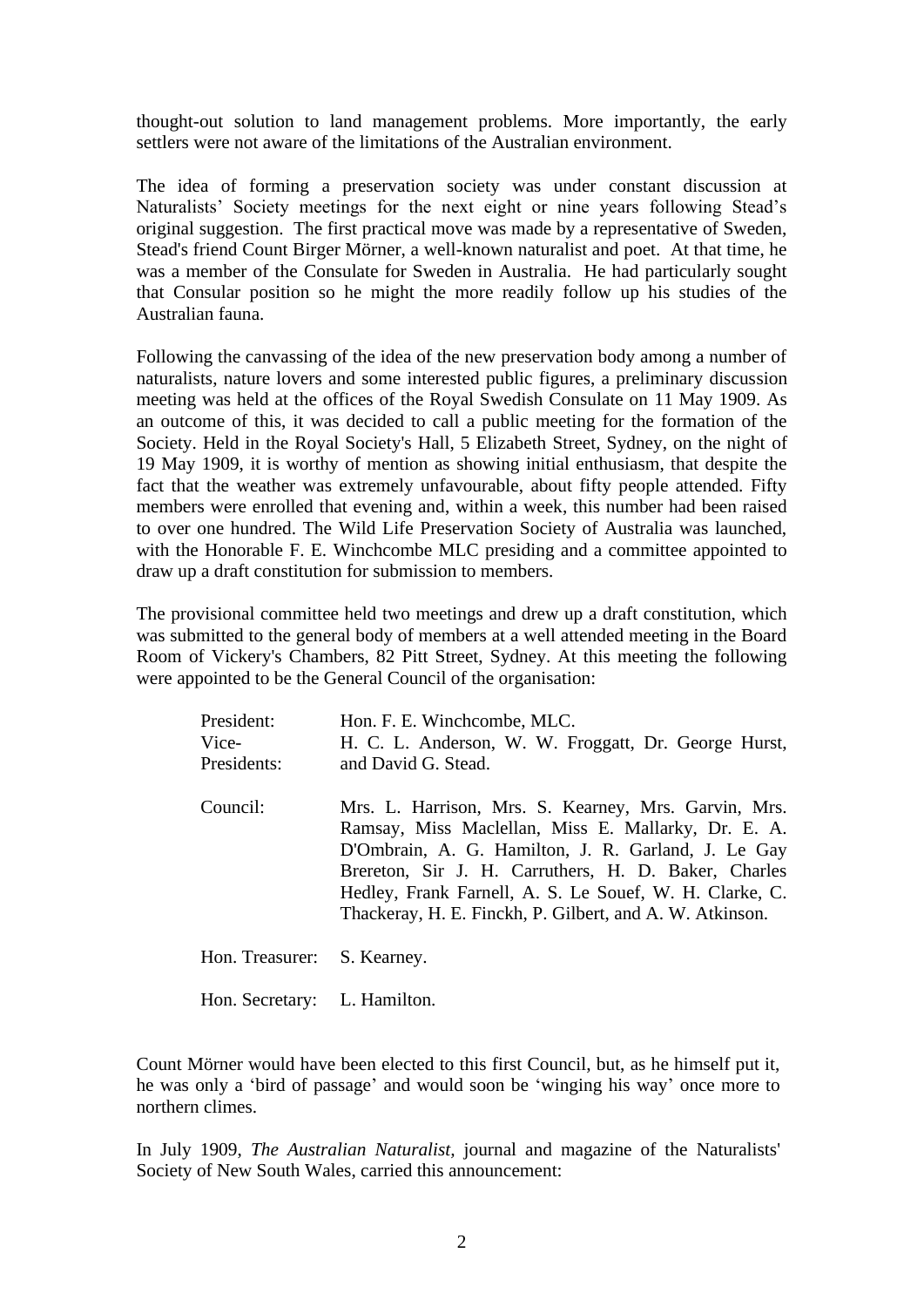thought-out solution to land management problems. More importantly, the early settlers were not aware of the limitations of the Australian environment.

The idea of forming a preservation society was under constant discussion at Naturalists' Society meetings for the next eight or nine years following Stead's original suggestion. The first practical move was made by a representative of Sweden, Stead's friend Count Birger Mörner, a well-known naturalist and poet. At that time, he was a member of the Consulate for Sweden in Australia. He had particularly sought that Consular position so he might the more readily follow up his studies of the Australian fauna.

Following the canvassing of the idea of the new preservation body among a number of naturalists, nature lovers and some interested public figures, a preliminary discussion meeting was held at the offices of the Royal Swedish Consulate on 11 May 1909. As an outcome of this, it was decided to call a public meeting for the formation of the Society. Held in the Royal Society's Hall, 5 Elizabeth Street, Sydney, on the night of 19 May 1909, it is worthy of mention as showing initial enthusiasm, that despite the fact that the weather was extremely unfavourable, about fifty people attended. Fifty members were enrolled that evening and, within a week, this number had been raised to over one hundred. The Wild Life Preservation Society of Australia was launched, with the Honorable F. E. Winchcombe MLC presiding and a committee appointed to draw up a draft constitution for submission to members.

The provisional committee held two meetings and drew up a draft constitution, which was submitted to the general body of members at a well attended meeting in the Board Room of Vickery's Chambers, 82 Pitt Street, Sydney. At this meeting the following were appointed to be the General Council of the organisation:

| | |
|---|---|
| President: | Hon. F. E. Winchcombe, MLC. |
| Vice-Presidents: | H. C. L. Anderson, W. W. Froggatt, Dr. George Hurst, and David G. Stead. |
| Council: | Mrs. L. Harrison, Mrs. S. Kearney, Mrs. Garvin, Mrs. Ramsay, Miss Maclellan, Miss E. Mallarky, Dr. E. A. D'Ombrain, A. G. Hamilton, J. R. Garland, J. Le Gay Brereton, Sir J. H. Carruthers, H. D. Baker, Charles Hedley, Frank Farnell, A. S. Le Souef, W. H. Clarke, C. Thackeray, H. E. Finckh, P. Gilbert, and A. W. Atkinson. |
| Hon. Treasurer: | S. Kearney. |
| Hon. Secretary: | L. Hamilton. |

Count Mörner would have been elected to this first Council, but, as he himself put it, he was only a 'bird of passage' and would soon be 'winging his way' once more to northern climes.

In July 1909, *The Australian Naturalist*, journal and magazine of the Naturalists' Society of New South Wales, carried this announcement: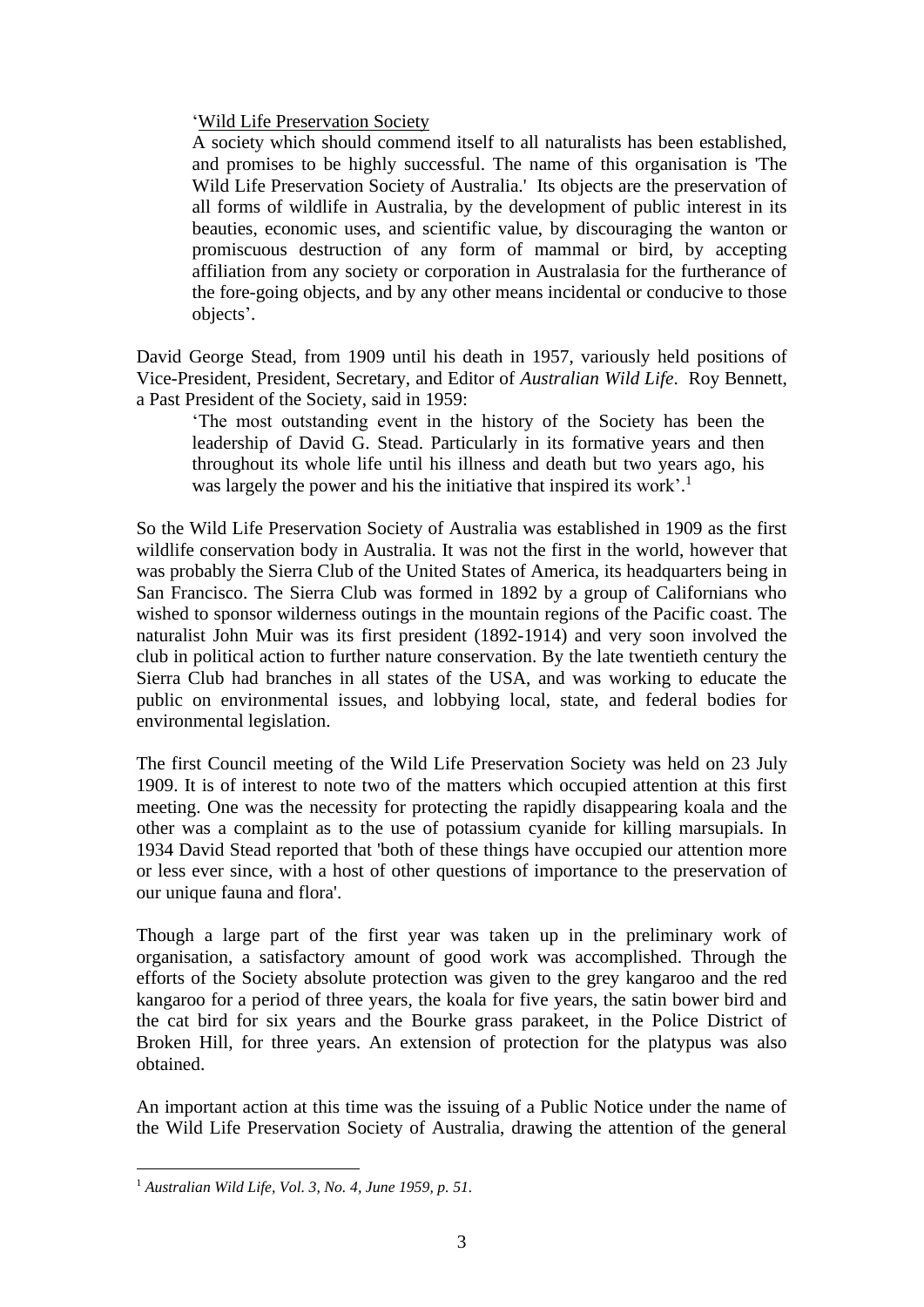> ‘Wild Life Preservation Society
>
> A society which should commend itself to all naturalists has been established, and promises to be highly successful. The name of this organisation is 'The Wild Life Preservation Society of Australia.' Its objects are the preservation of all forms of wildlife in Australia, by the development of public interest in its beauties, economic uses, and scientific value, by discouraging the wanton or promiscuous destruction of any form of mammal or bird, by accepting affiliation from any society or corporation in Australasia for the furtherance of the fore-going objects, and by any other means incidental or conducive to those objects’.

David George Stead, from 1909 until his death in 1957, variously held positions of Vice-President, President, Secretary, and Editor of *Australian Wild Life*. Roy Bennett, a Past President of the Society, said in 1959:

> ‘The most outstanding event in the history of the Society has been the leadership of David G. Stead. Particularly in its formative years and then throughout its whole life until his illness and death but two years ago, his was largely the power and his the initiative that inspired its work’.[1]

So the Wild Life Preservation Society of Australia was established in 1909 as the first wildlife conservation body in Australia. It was not the first in the world, however that was probably the Sierra Club of the United States of America, its headquarters being in San Francisco. The Sierra Club was formed in 1892 by a group of Californians who wished to sponsor wilderness outings in the mountain regions of the Pacific coast. The naturalist John Muir was its first president (1892-1914) and very soon involved the club in political action to further nature conservation. By the late twentieth century the Sierra Club had branches in all states of the USA, and was working to educate the public on environmental issues, and lobbying local, state, and federal bodies for environmental legislation.

The first Council meeting of the Wild Life Preservation Society was held on 23 July 1909. It is of interest to note two of the matters which occupied attention at this first meeting. One was the necessity for protecting the rapidly disappearing koala and the other was a complaint as to the use of potassium cyanide for killing marsupials. In 1934 David Stead reported that 'both of these things have occupied our attention more or less ever since, with a host of other questions of importance to the preservation of our unique fauna and flora'.

Though a large part of the first year was taken up in the preliminary work of organisation, a satisfactory amount of good work was accomplished. Through the efforts of the Society absolute protection was given to the grey kangaroo and the red kangaroo for a period of three years, the koala for five years, the satin bower bird and the cat bird for six years and the Bourke grass parakeet, in the Police District of Broken Hill, for three years. An extension of protection for the platypus was also obtained.

An important action at this time was the issuing of a Public Notice under the name of the Wild Life Preservation Society of Australia, drawing the attention of the general

---

[1] *Australian Wild Life, Vol. 3, No. 4, June 1959, p. 51.*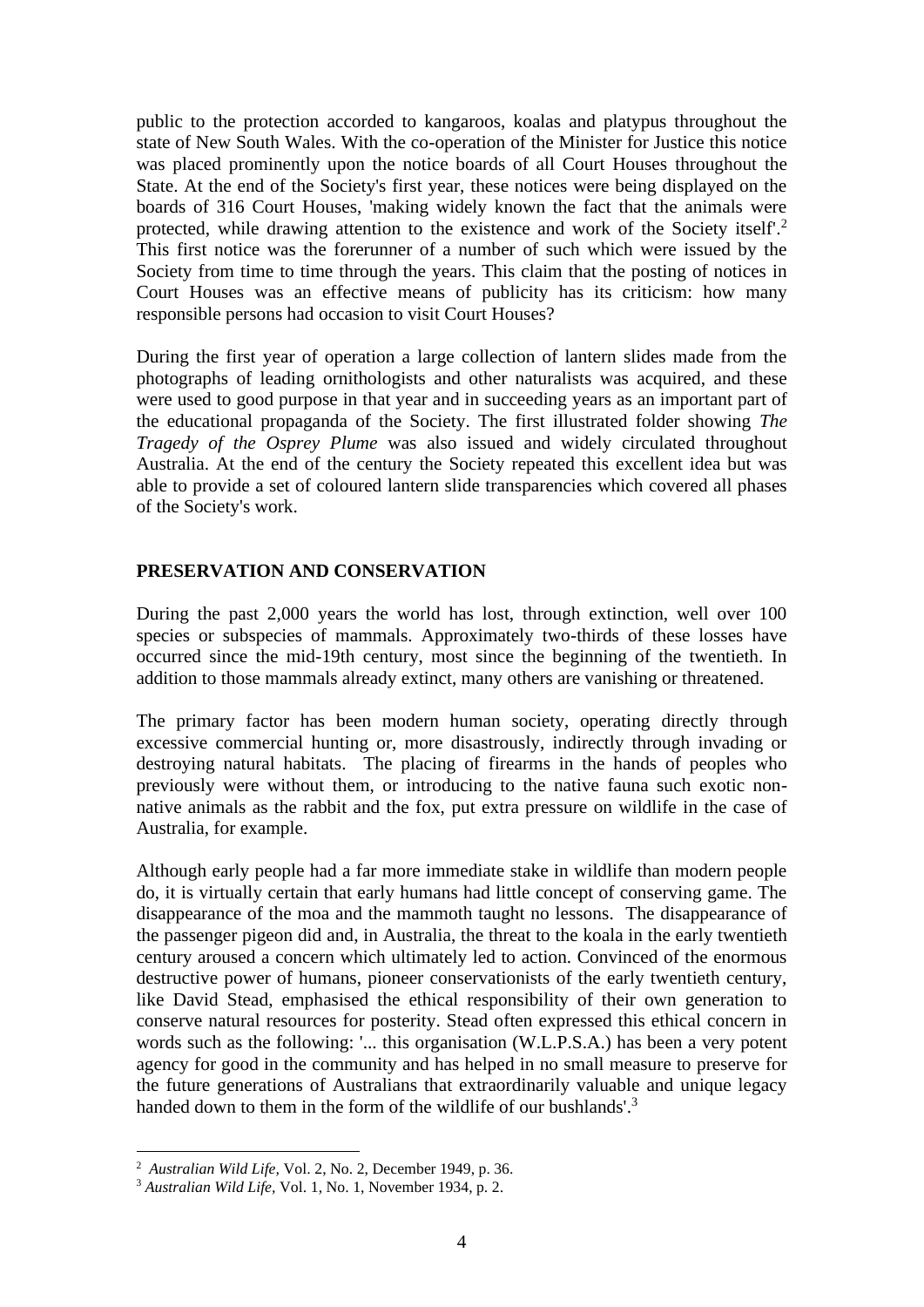public to the protection accorded to kangaroos, koalas and platypus throughout the state of New South Wales. With the co-operation of the Minister for Justice this notice was placed prominently upon the notice boards of all Court Houses throughout the State. At the end of the Society's first year, these notices were being displayed on the boards of 316 Court Houses, 'making widely known the fact that the animals were protected, while drawing attention to the existence and work of the Society itself'.[2] This first notice was the forerunner of a number of such which were issued by the Society from time to time through the years. This claim that the posting of notices in Court Houses was an effective means of publicity has its criticism: how many responsible persons had occasion to visit Court Houses?

During the first year of operation a large collection of lantern slides made from the photographs of leading ornithologists and other naturalists was acquired, and these were used to good purpose in that year and in succeeding years as an important part of the educational propaganda of the Society. The first illustrated folder showing *The Tragedy of the Osprey Plume* was also issued and widely circulated throughout Australia. At the end of the century the Society repeated this excellent idea but was able to provide a set of coloured lantern slide transparencies which covered all phases of the Society's work.

## PRESERVATION AND CONSERVATION

During the past 2,000 years the world has lost, through extinction, well over 100 species or subspecies of mammals. Approximately two-thirds of these losses have occurred since the mid-19th century, most since the beginning of the twentieth. In addition to those mammals already extinct, many others are vanishing or threatened.

The primary factor has been modern human society, operating directly through excessive commercial hunting or, more disastrously, indirectly through invading or destroying natural habitats. The placing of firearms in the hands of peoples who previously were without them, or introducing to the native fauna such exotic non-native animals as the rabbit and the fox, put extra pressure on wildlife in the case of Australia, for example.

Although early people had a far more immediate stake in wildlife than modern people do, it is virtually certain that early humans had little concept of conserving game. The disappearance of the moa and the mammoth taught no lessons. The disappearance of the passenger pigeon did and, in Australia, the threat to the koala in the early twentieth century aroused a concern which ultimately led to action. Convinced of the enormous destructive power of humans, pioneer conservationists of the early twentieth century, like David Stead, emphasised the ethical responsibility of their own generation to conserve natural resources for posterity. Stead often expressed this ethical concern in words such as the following: '... this organisation (W.L.P.S.A.) has been a very potent agency for good in the community and has helped in no small measure to preserve for the future generations of Australians that extraordinarily valuable and unique legacy handed down to them in the form of the wildlife of our bushlands'.[3]

---

[2] *Australian Wild Life*, Vol. 2, No. 2, December 1949, p. 36.

[3] *Australian Wild Life*, Vol. 1, No. 1, November 1934, p. 2.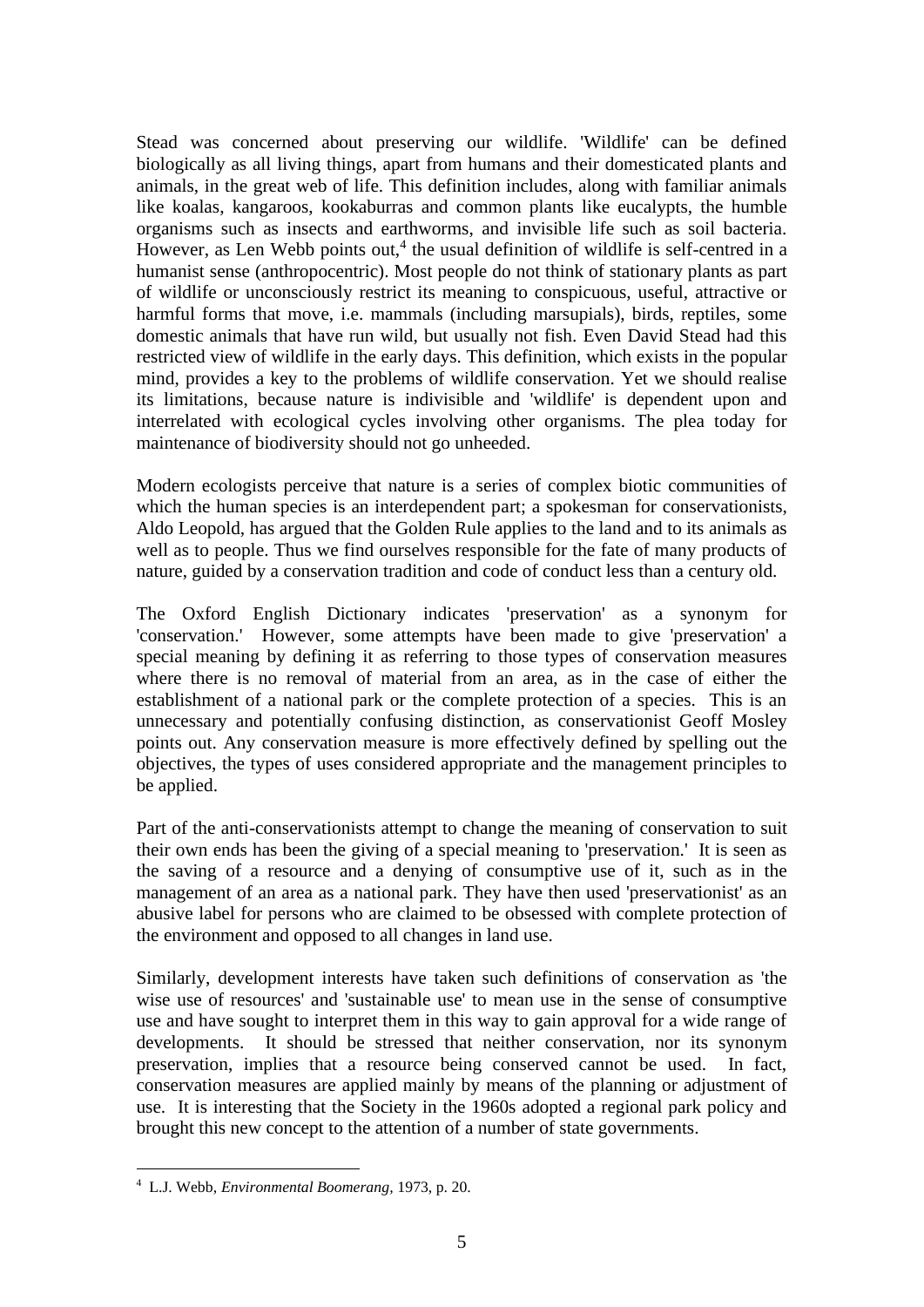Stead was concerned about preserving our wildlife. 'Wildlife' can be defined biologically as all living things, apart from humans and their domesticated plants and animals, in the great web of life. This definition includes, along with familiar animals like koalas, kangaroos, kookaburras and common plants like eucalypts, the humble organisms such as insects and earthworms, and invisible life such as soil bacteria. However, as Len Webb points out,[4] the usual definition of wildlife is self-centred in a humanist sense (anthropocentric). Most people do not think of stationary plants as part of wildlife or unconsciously restrict its meaning to conspicuous, useful, attractive or harmful forms that move, i.e. mammals (including marsupials), birds, reptiles, some domestic animals that have run wild, but usually not fish. Even David Stead had this restricted view of wildlife in the early days. This definition, which exists in the popular mind, provides a key to the problems of wildlife conservation. Yet we should realise its limitations, because nature is indivisible and 'wildlife' is dependent upon and interrelated with ecological cycles involving other organisms. The plea today for maintenance of biodiversity should not go unheeded.

Modern ecologists perceive that nature is a series of complex biotic communities of which the human species is an interdependent part; a spokesman for conservationists, Aldo Leopold, has argued that the Golden Rule applies to the land and to its animals as well as to people. Thus we find ourselves responsible for the fate of many products of nature, guided by a conservation tradition and code of conduct less than a century old.

The Oxford English Dictionary indicates 'preservation' as a synonym for 'conservation.' However, some attempts have been made to give 'preservation' a special meaning by defining it as referring to those types of conservation measures where there is no removal of material from an area, as in the case of either the establishment of a national park or the complete protection of a species. This is an unnecessary and potentially confusing distinction, as conservationist Geoff Mosley points out. Any conservation measure is more effectively defined by spelling out the objectives, the types of uses considered appropriate and the management principles to be applied.

Part of the anti-conservationists attempt to change the meaning of conservation to suit their own ends has been the giving of a special meaning to 'preservation.' It is seen as the saving of a resource and a denying of consumptive use of it, such as in the management of an area as a national park. They have then used 'preservationist' as an abusive label for persons who are claimed to be obsessed with complete protection of the environment and opposed to all changes in land use.

Similarly, development interests have taken such definitions of conservation as 'the wise use of resources' and 'sustainable use' to mean use in the sense of consumptive use and have sought to interpret them in this way to gain approval for a wide range of developments. It should be stressed that neither conservation, nor its synonym preservation, implies that a resource being conserved cannot be used. In fact, conservation measures are applied mainly by means of the planning or adjustment of use. It is interesting that the Society in the 1960s adopted a regional park policy and brought this new concept to the attention of a number of state governments.

---

[4] L.J. Webb, *Environmental Boomerang*, 1973, p. 20.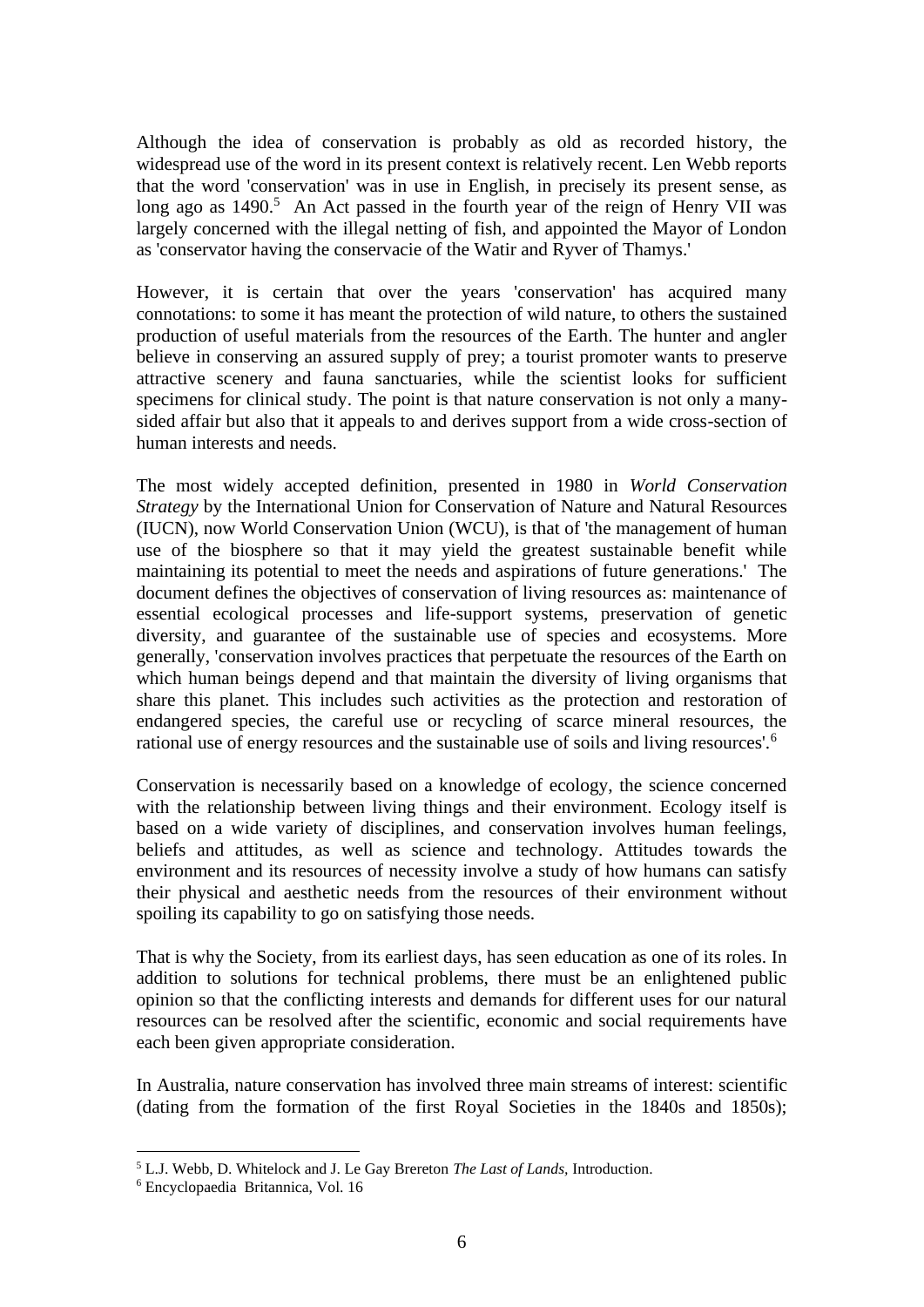Although the idea of conservation is probably as old as recorded history, the widespread use of the word in its present context is relatively recent. Len Webb reports that the word 'conservation' was in use in English, in precisely its present sense, as long ago as 1490.[5] An Act passed in the fourth year of the reign of Henry VII was largely concerned with the illegal netting of fish, and appointed the Mayor of London as 'conservator having the conservacie of the Watir and Ryver of Thamys.'

However, it is certain that over the years 'conservation' has acquired many connotations: to some it has meant the protection of wild nature, to others the sustained production of useful materials from the resources of the Earth. The hunter and angler believe in conserving an assured supply of prey; a tourist promoter wants to preserve attractive scenery and fauna sanctuaries, while the scientist looks for sufficient specimens for clinical study. The point is that nature conservation is not only a many-sided affair but also that it appeals to and derives support from a wide cross-section of human interests and needs.

The most widely accepted definition, presented in 1980 in *World Conservation Strategy* by the International Union for Conservation of Nature and Natural Resources (IUCN), now World Conservation Union (WCU), is that of 'the management of human use of the biosphere so that it may yield the greatest sustainable benefit while maintaining its potential to meet the needs and aspirations of future generations.' The document defines the objectives of conservation of living resources as: maintenance of essential ecological processes and life-support systems, preservation of genetic diversity, and guarantee of the sustainable use of species and ecosystems. More generally, 'conservation involves practices that perpetuate the resources of the Earth on which human beings depend and that maintain the diversity of living organisms that share this planet. This includes such activities as the protection and restoration of endangered species, the careful use or recycling of scarce mineral resources, the rational use of energy resources and the sustainable use of soils and living resources'.[6]

Conservation is necessarily based on a knowledge of ecology, the science concerned with the relationship between living things and their environment. Ecology itself is based on a wide variety of disciplines, and conservation involves human feelings, beliefs and attitudes, as well as science and technology. Attitudes towards the environment and its resources of necessity involve a study of how humans can satisfy their physical and aesthetic needs from the resources of their environment without spoiling its capability to go on satisfying those needs.

That is why the Society, from its earliest days, has seen education as one of its roles. In addition to solutions for technical problems, there must be an enlightened public opinion so that the conflicting interests and demands for different uses for our natural resources can be resolved after the scientific, economic and social requirements have each been given appropriate consideration.

In Australia, nature conservation has involved three main streams of interest: scientific (dating from the formation of the first Royal Societies in the 1840s and 1850s);

---

[5] L.J. Webb, D. Whitelock and J. Le Gay Brereton *The Last of Lands*, Introduction.

[6] Encyclopaedia Britannica, Vol. 16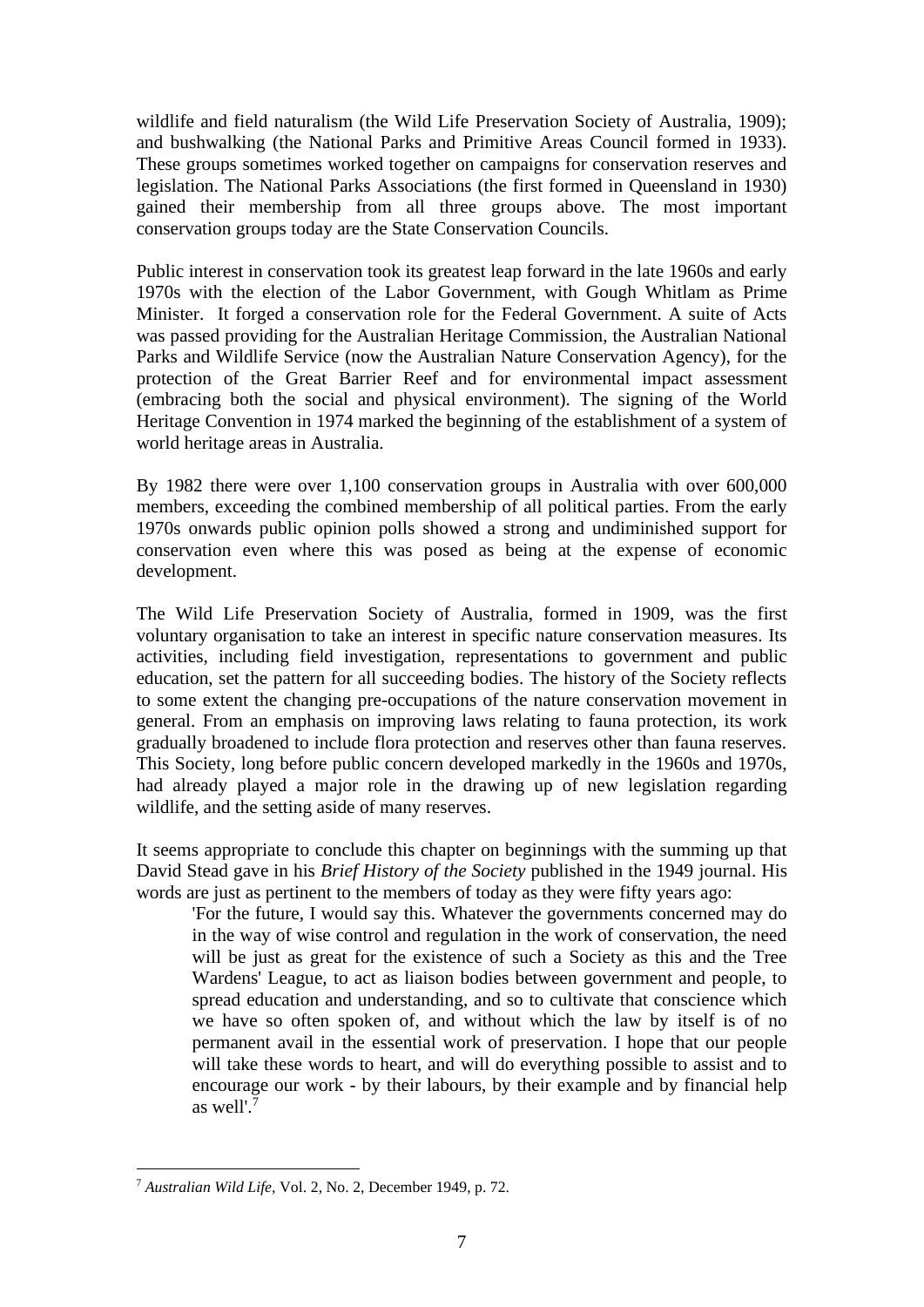wildlife and field naturalism (the Wild Life Preservation Society of Australia, 1909); and bushwalking (the National Parks and Primitive Areas Council formed in 1933). These groups sometimes worked together on campaigns for conservation reserves and legislation. The National Parks Associations (the first formed in Queensland in 1930) gained their membership from all three groups above. The most important conservation groups today are the State Conservation Councils.

Public interest in conservation took its greatest leap forward in the late 1960s and early 1970s with the election of the Labor Government, with Gough Whitlam as Prime Minister. It forged a conservation role for the Federal Government. A suite of Acts was passed providing for the Australian Heritage Commission, the Australian National Parks and Wildlife Service (now the Australian Nature Conservation Agency), for the protection of the Great Barrier Reef and for environmental impact assessment (embracing both the social and physical environment). The signing of the World Heritage Convention in 1974 marked the beginning of the establishment of a system of world heritage areas in Australia.

By 1982 there were over 1,100 conservation groups in Australia with over 600,000 members, exceeding the combined membership of all political parties. From the early 1970s onwards public opinion polls showed a strong and undiminished support for conservation even where this was posed as being at the expense of economic development.

The Wild Life Preservation Society of Australia, formed in 1909, was the first voluntary organisation to take an interest in specific nature conservation measures. Its activities, including field investigation, representations to government and public education, set the pattern for all succeeding bodies. The history of the Society reflects to some extent the changing pre-occupations of the nature conservation movement in general. From an emphasis on improving laws relating to fauna protection, its work gradually broadened to include flora protection and reserves other than fauna reserves. This Society, long before public concern developed markedly in the 1960s and 1970s, had already played a major role in the drawing up of new legislation regarding wildlife, and the setting aside of many reserves.

It seems appropriate to conclude this chapter on beginnings with the summing up that David Stead gave in his *Brief History of the Society* published in the 1949 journal. His words are just as pertinent to the members of today as they were fifty years ago:

> 'For the future, I would say this. Whatever the governments concerned may do in the way of wise control and regulation in the work of conservation, the need will be just as great for the existence of such a Society as this and the Tree Wardens' League, to act as liaison bodies between government and people, to spread education and understanding, and so to cultivate that conscience which we have so often spoken of, and without which the law by itself is of no permanent avail in the essential work of preservation. I hope that our people will take these words to heart, and will do everything possible to assist and to encourage our work - by their labours, by their example and by financial help as well'.[7]

---

[7] *Australian Wild Life,* Vol. 2, No. 2, December 1949, p. 72.